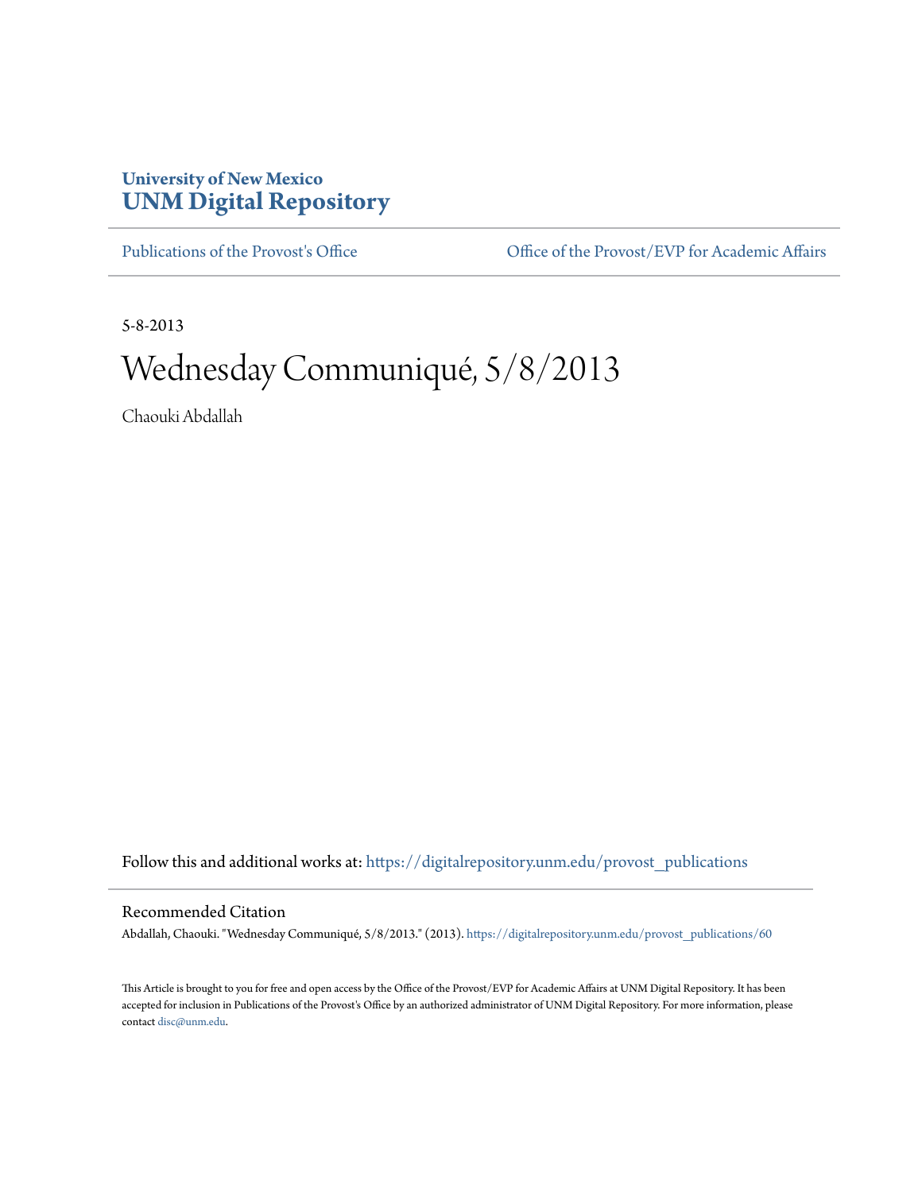**University of New Mexico**
**UNM Digital Repository**

Publications of the Provost's Office | Office of the Provost/EVP for Academic Affairs

5-8-2013

# Wednesday Communiqué, 5/8/2013

Chaouki Abdallah

Follow this and additional works at: https://digitalrepository.unm.edu/provost_publications

## Recommended Citation

Abdallah, Chaouki. "Wednesday Communiqué, 5/8/2013." (2013). https://digitalrepository.unm.edu/provost_publications/60

This Article is brought to you for free and open access by the Office of the Provost/EVP for Academic Affairs at UNM Digital Repository. It has been accepted for inclusion in Publications of the Provost's Office by an authorized administrator of UNM Digital Repository. For more information, please contact disc@unm.edu.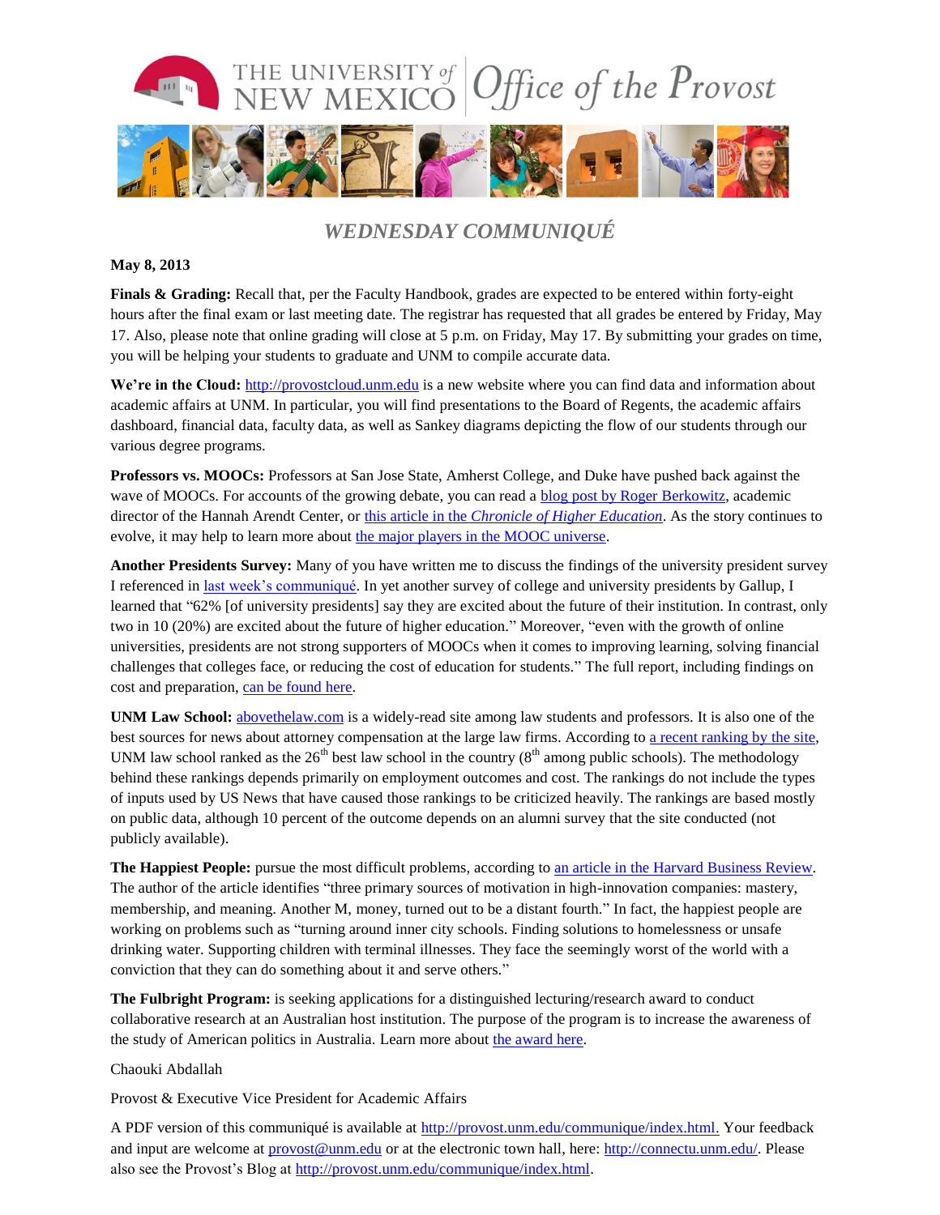THE UNIVERSITY of NEW MEXICO | Office of the Provost

## *WEDNESDAY COMMUNIQUÉ*

**May 8, 2013**

**Finals & Grading:** Recall that, per the Faculty Handbook, grades are expected to be entered within forty-eight hours after the final exam or last meeting date. The registrar has requested that all grades be entered by Friday, May 17. Also, please note that online grading will close at 5 p.m. on Friday, May 17. By submitting your grades on time, you will be helping your students to graduate and UNM to compile accurate data.

**We're in the Cloud:** http://provostcloud.unm.edu is a new website where you can find data and information about academic affairs at UNM. In particular, you will find presentations to the Board of Regents, the academic affairs dashboard, financial data, faculty data, as well as Sankey diagrams depicting the flow of our students through our various degree programs.

**Professors vs. MOOCs:** Professors at San Jose State, Amherst College, and Duke have pushed back against the wave of MOOCs. For accounts of the growing debate, you can read a blog post by Roger Berkowitz, academic director of the Hannah Arendt Center, or this article in the *Chronicle of Higher Education*. As the story continues to evolve, it may help to learn more about the major players in the MOOC universe.

**Another Presidents Survey:** Many of you have written me to discuss the findings of the university president survey I referenced in last week's communiqué. In yet another survey of college and university presidents by Gallup, I learned that "62% [of university presidents] say they are excited about the future of their institution. In contrast, only two in 10 (20%) are excited about the future of higher education." Moreover, "even with the growth of online universities, presidents are not strong supporters of MOOCs when it comes to improving learning, solving financial challenges that colleges face, or reducing the cost of education for students." The full report, including findings on cost and preparation, can be found here.

**UNM Law School:** abovethelaw.com is a widely-read site among law students and professors. It is also one of the best sources for news about attorney compensation at the large law firms. According to a recent ranking by the site, UNM law school ranked as the 26th best law school in the country (8th among public schools). The methodology behind these rankings depends primarily on employment outcomes and cost. The rankings do not include the types of inputs used by US News that have caused those rankings to be criticized heavily. The rankings are based mostly on public data, although 10 percent of the outcome depends on an alumni survey that the site conducted (not publicly available).

**The Happiest People:** pursue the most difficult problems, according to an article in the Harvard Business Review. The author of the article identifies "three primary sources of motivation in high-innovation companies: mastery, membership, and meaning. Another M, money, turned out to be a distant fourth." In fact, the happiest people are working on problems such as "turning around inner city schools. Finding solutions to homelessness or unsafe drinking water. Supporting children with terminal illnesses. They face the seemingly worst of the world with a conviction that they can do something about it and serve others."

**The Fulbright Program:** is seeking applications for a distinguished lecturing/research award to conduct collaborative research at an Australian host institution. The purpose of the program is to increase the awareness of the study of American politics in Australia. Learn more about the award here.

Chaouki Abdallah

Provost & Executive Vice President for Academic Affairs

A PDF version of this communiqué is available at http://provost.unm.edu/communique/index.html. Your feedback and input are welcome at provost@unm.edu or at the electronic town hall, here: http://connectu.unm.edu/. Please also see the Provost's Blog at http://provost.unm.edu/communique/index.html.